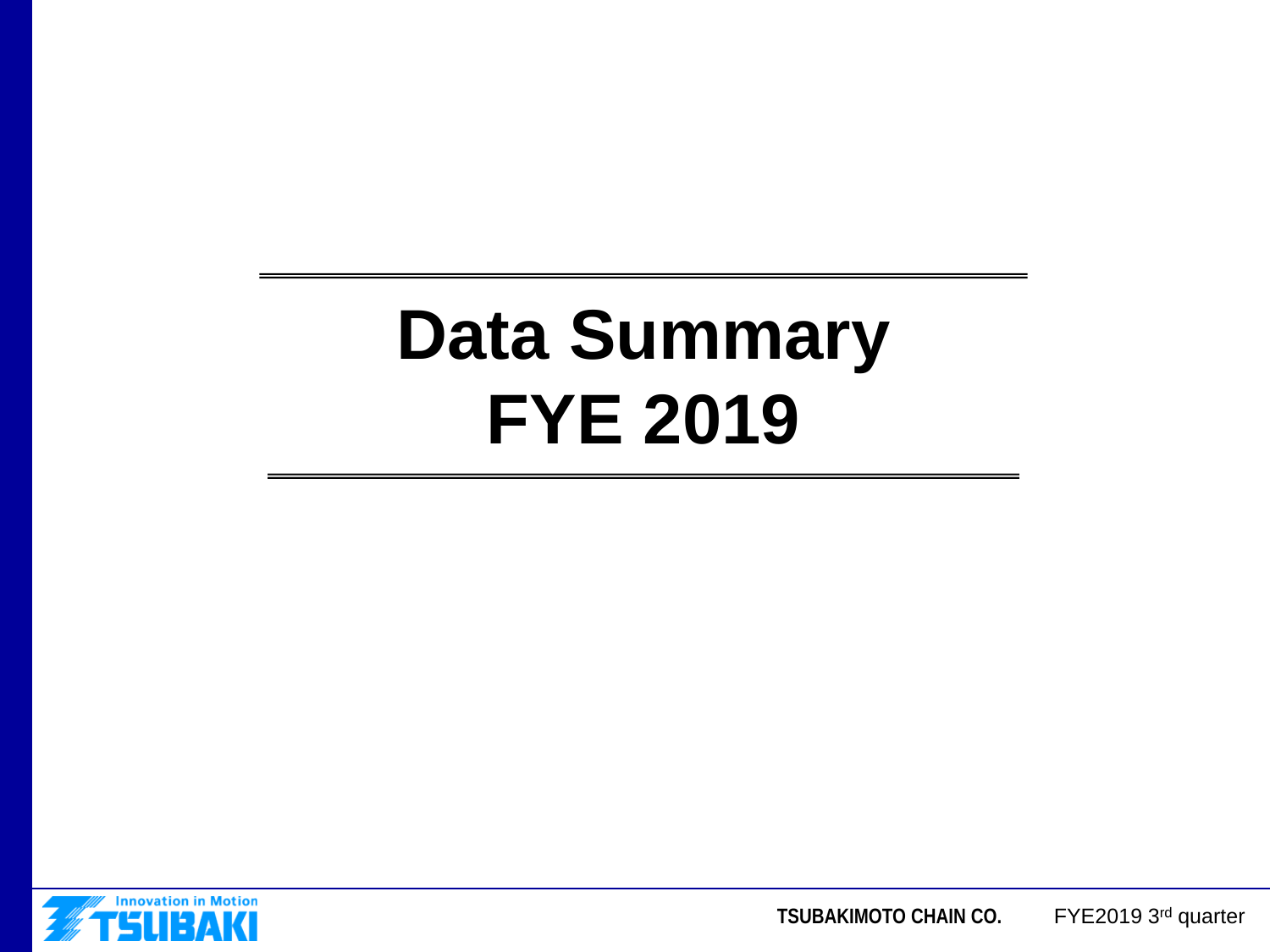# Data Summary
# FYE 2019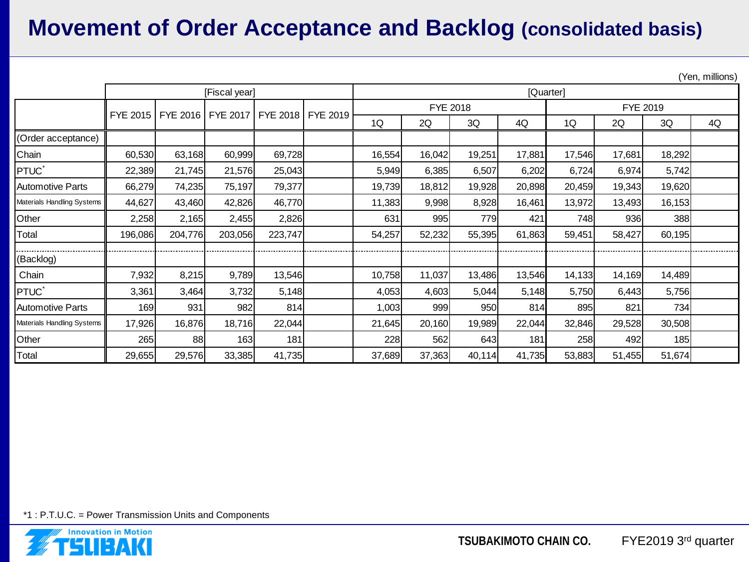# Movement of Order Acceptance and Backlog (consolidated basis)

(Yen, millions)

| | [Fiscal year] | | | | | [Quarter] | | | | | | | |
|---|---|---|---|---|---|---|---|---|---|---|---|---|---|
| | FYE 2015 | FYE 2016 | FYE 2017 | FYE 2018 | FYE 2019 | FYE 2018 | | | | FYE 2019 | | | |
| | | | | | | 1Q | 2Q | 3Q | 4Q | 1Q | 2Q | 3Q | 4Q |
| (Order acceptance) | | | | | | | | | | | | | |
| Chain | 60,530 | 63,168 | 60,999 | 69,728 | | 16,554 | 16,042 | 19,251 | 17,881 | 17,546 | 17,681 | 18,292 | |
| PTUC* | 22,389 | 21,745 | 21,576 | 25,043 | | 5,949 | 6,385 | 6,507 | 6,202 | 6,724 | 6,974 | 5,742 | |
| Automotive Parts | 66,279 | 74,235 | 75,197 | 79,377 | | 19,739 | 18,812 | 19,928 | 20,898 | 20,459 | 19,343 | 19,620 | |
| Materials Handling Systems | 44,627 | 43,460 | 42,826 | 46,770 | | 11,383 | 9,998 | 8,928 | 16,461 | 13,972 | 13,493 | 16,153 | |
| Other | 2,258 | 2,165 | 2,455 | 2,826 | | 631 | 995 | 779 | 421 | 748 | 936 | 388 | |
| Total | 196,086 | 204,776 | 203,056 | 223,747 | | 54,257 | 52,232 | 55,395 | 61,863 | 59,451 | 58,427 | 60,195 | |
| (Backlog) | | | | | | | | | | | | | |
| Chain | 7,932 | 8,215 | 9,789 | 13,546 | | 10,758 | 11,037 | 13,486 | 13,546 | 14,133 | 14,169 | 14,489 | |
| PTUC* | 3,361 | 3,464 | 3,732 | 5,148 | | 4,053 | 4,603 | 5,044 | 5,148 | 5,750 | 6,443 | 5,756 | |
| Automotive Parts | 169 | 931 | 982 | 814 | | 1,003 | 999 | 950 | 814 | 895 | 821 | 734 | |
| Materials Handling Systems | 17,926 | 16,876 | 18,716 | 22,044 | | 21,645 | 20,160 | 19,989 | 22,044 | 32,846 | 29,528 | 30,508 | |
| Other | 265 | 88 | 163 | 181 | | 228 | 562 | 643 | 181 | 258 | 492 | 185 | |
| Total | 29,655 | 29,576 | 33,385 | 41,735 | | 37,689 | 37,363 | 40,114 | 41,735 | 53,883 | 51,455 | 51,674 | |

*1 : P.T.U.C. = Power Transmission Units and Components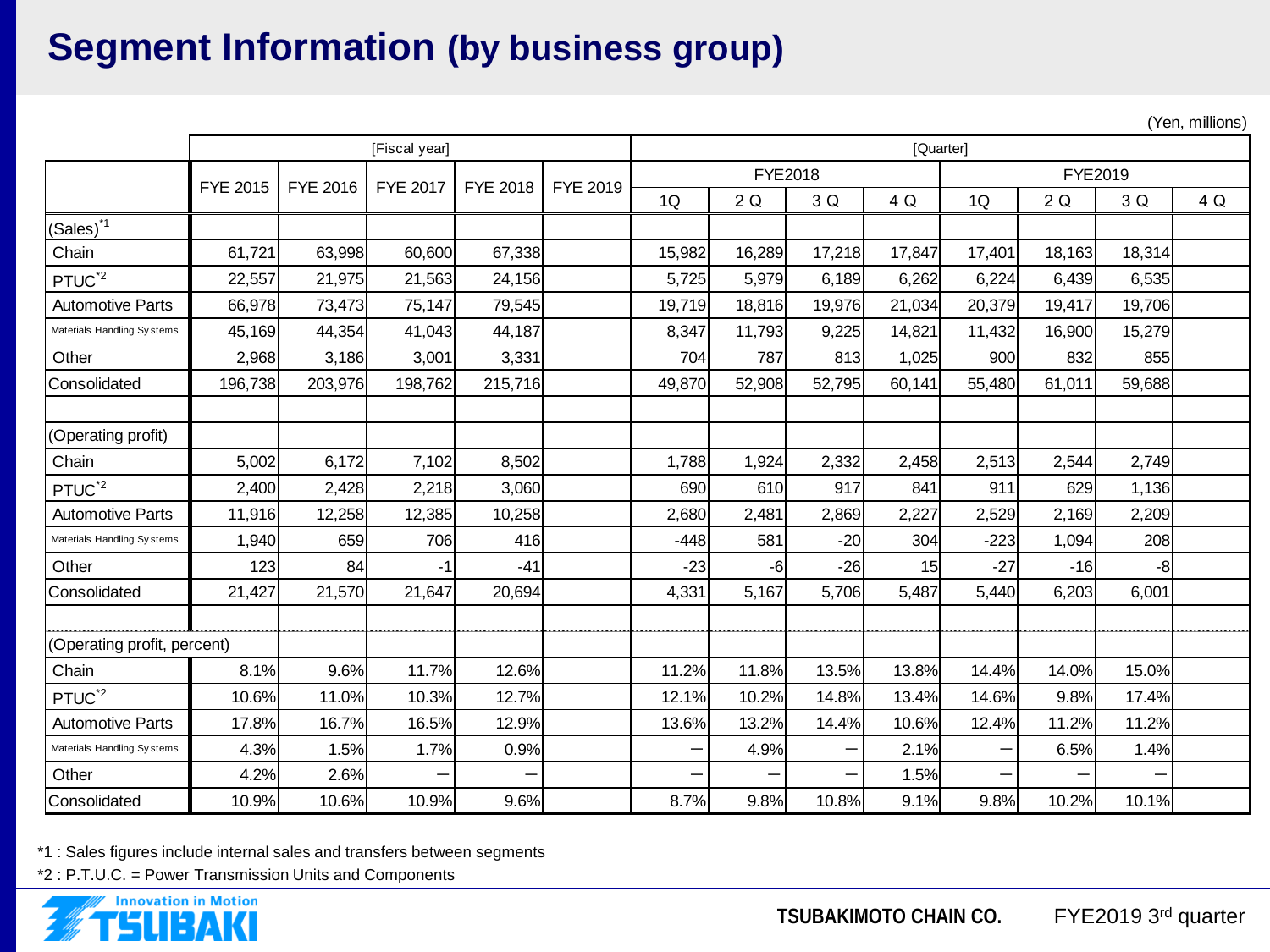# Segment Information (by business group)

(Yen, millions)

| | [Fiscal year] | | | | | [Quarter] | | | | | | | |
|---|---|---|---|---|---|---|---|---|---|---|---|---|---|
| | FYE 2015 | FYE 2016 | FYE 2017 | FYE 2018 | FYE 2019 | FYE2018 | | | | FYE2019 | | | |
| | | | | | | 1Q | 2 Q | 3 Q | 4 Q | 1Q | 2 Q | 3 Q | 4 Q |
| (Sales)[*1] | | | | | | | | | | | | | |
| Chain | 61,721 | 63,998 | 60,600 | 67,338 | | 15,982 | 16,289 | 17,218 | 17,847 | 17,401 | 18,163 | 18,314 | |
| PTUC[*2] | 22,557 | 21,975 | 21,563 | 24,156 | | 5,725 | 5,979 | 6,189 | 6,262 | 6,224 | 6,439 | 6,535 | |
| Automotive Parts | 66,978 | 73,473 | 75,147 | 79,545 | | 19,719 | 18,816 | 19,976 | 21,034 | 20,379 | 19,417 | 19,706 | |
| Materials Handling Systems | 45,169 | 44,354 | 41,043 | 44,187 | | 8,347 | 11,793 | 9,225 | 14,821 | 11,432 | 16,900 | 15,279 | |
| Other | 2,968 | 3,186 | 3,001 | 3,331 | | 704 | 787 | 813 | 1,025 | 900 | 832 | 855 | |
| Consolidated | 196,738 | 203,976 | 198,762 | 215,716 | | 49,870 | 52,908 | 52,795 | 60,141 | 55,480 | 61,011 | 59,688 | |
| | | | | | | | | | | | | | |
| (Operating profit) | | | | | | | | | | | | | |
| Chain | 5,002 | 6,172 | 7,102 | 8,502 | | 1,788 | 1,924 | 2,332 | 2,458 | 2,513 | 2,544 | 2,749 | |
| PTUC[*2] | 2,400 | 2,428 | 2,218 | 3,060 | | 690 | 610 | 917 | 841 | 911 | 629 | 1,136 | |
| Automotive Parts | 11,916 | 12,258 | 12,385 | 10,258 | | 2,680 | 2,481 | 2,869 | 2,227 | 2,529 | 2,169 | 2,209 | |
| Materials Handling Systems | 1,940 | 659 | 706 | 416 | | -448 | 581 | -20 | 304 | -223 | 1,094 | 208 | |
| Other | 123 | 84 | -1 | -41 | | -23 | -6 | -26 | 15 | -27 | -16 | -8 | |
| Consolidated | 21,427 | 21,570 | 21,647 | 20,694 | | 4,331 | 5,167 | 5,706 | 5,487 | 5,440 | 6,203 | 6,001 | |
| | | | | | | | | | | | | | |
| (Operating profit, percent) | | | | | | | | | | | | | |
| Chain | 8.1% | 9.6% | 11.7% | 12.6% | | 11.2% | 11.8% | 13.5% | 13.8% | 14.4% | 14.0% | 15.0% | |
| PTUC[*2] | 10.6% | 11.0% | 10.3% | 12.7% | | 12.1% | 10.2% | 14.8% | 13.4% | 14.6% | 9.8% | 17.4% | |
| Automotive Parts | 17.8% | 16.7% | 16.5% | 12.9% | | 13.6% | 13.2% | 14.4% | 10.6% | 12.4% | 11.2% | 11.2% | |
| Materials Handling Systems | 4.3% | 1.5% | 1.7% | 0.9% | | ― | 4.9% | ― | 2.1% | ― | 6.5% | 1.4% | |
| Other | 4.2% | 2.6% | ― | ― | | ― | ― | ― | 1.5% | ― | ― | ― | |
| Consolidated | 10.9% | 10.6% | 10.9% | 9.6% | | 8.7% | 9.8% | 10.8% | 9.1% | 9.8% | 10.2% | 10.1% | |

*1 : Sales figures include internal sales and transfers between segments

*2 : P.T.U.C. = Power Transmission Units and Components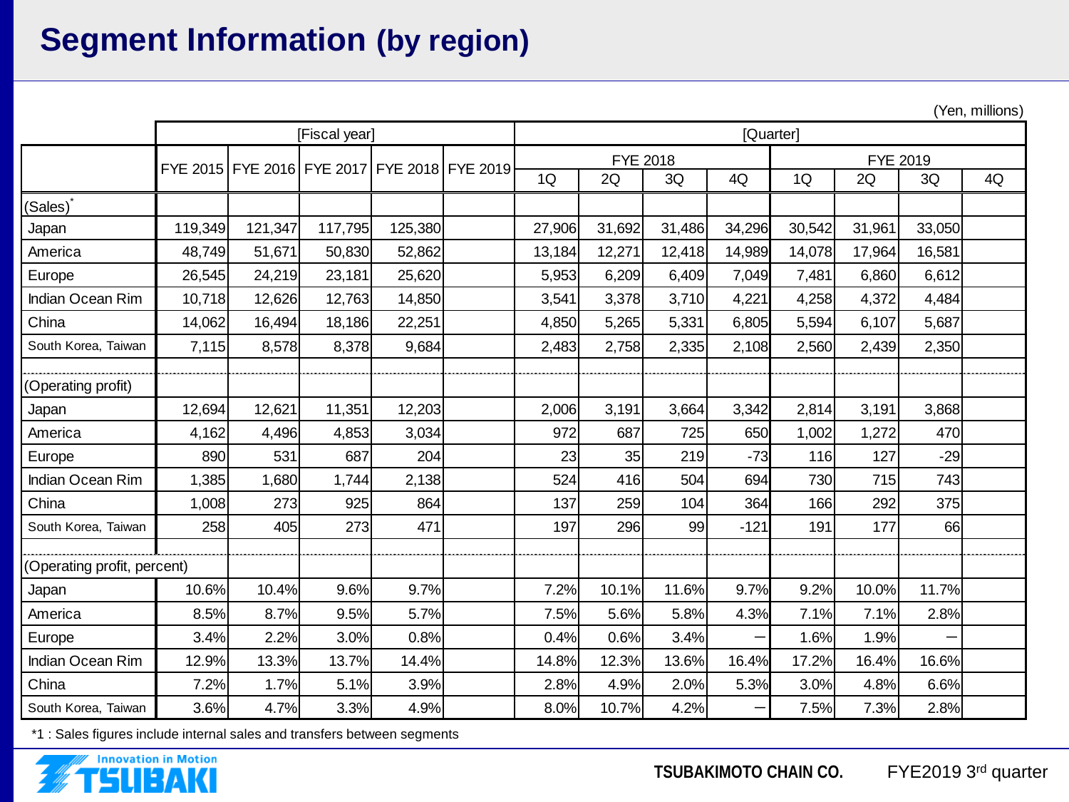# Segment Information (by region)

(Yen, millions)

| | [Fiscal year] | | | | | [Quarter] | | | | | | | |
|---|---|---|---|---|---|---|---|---|---|---|---|---|---|
| | | | | | | FYE 2018 | | | | FYE 2019 | | | |
| | FYE 2015 | FYE 2016 | FYE 2017 | FYE 2018 | FYE 2019 | 1Q | 2Q | 3Q | 4Q | 1Q | 2Q | 3Q | 4Q |
| (Sales)* | | | | | | | | | | | | | |
| Japan | 119,349 | 121,347 | 117,795 | 125,380 | | 27,906 | 31,692 | 31,486 | 34,296 | 30,542 | 31,961 | 33,050 | |
| America | 48,749 | 51,671 | 50,830 | 52,862 | | 13,184 | 12,271 | 12,418 | 14,989 | 14,078 | 17,964 | 16,581 | |
| Europe | 26,545 | 24,219 | 23,181 | 25,620 | | 5,953 | 6,209 | 6,409 | 7,049 | 7,481 | 6,860 | 6,612 | |
| Indian Ocean Rim | 10,718 | 12,626 | 12,763 | 14,850 | | 3,541 | 3,378 | 3,710 | 4,221 | 4,258 | 4,372 | 4,484 | |
| China | 14,062 | 16,494 | 18,186 | 22,251 | | 4,850 | 5,265 | 5,331 | 6,805 | 5,594 | 6,107 | 5,687 | |
| South Korea, Taiwan | 7,115 | 8,578 | 8,378 | 9,684 | | 2,483 | 2,758 | 2,335 | 2,108 | 2,560 | 2,439 | 2,350 | |
| (Operating profit) | | | | | | | | | | | | | |
| Japan | 12,694 | 12,621 | 11,351 | 12,203 | | 2,006 | 3,191 | 3,664 | 3,342 | 2,814 | 3,191 | 3,868 | |
| America | 4,162 | 4,496 | 4,853 | 3,034 | | 972 | 687 | 725 | 650 | 1,002 | 1,272 | 470 | |
| Europe | 890 | 531 | 687 | 204 | | 23 | 35 | 219 | -73 | 116 | 127 | -29 | |
| Indian Ocean Rim | 1,385 | 1,680 | 1,744 | 2,138 | | 524 | 416 | 504 | 694 | 730 | 715 | 743 | |
| China | 1,008 | 273 | 925 | 864 | | 137 | 259 | 104 | 364 | 166 | 292 | 375 | |
| South Korea, Taiwan | 258 | 405 | 273 | 471 | | 197 | 296 | 99 | -121 | 191 | 177 | 66 | |
| (Operating profit, percent) | | | | | | | | | | | | | |
| Japan | 10.6% | 10.4% | 9.6% | 9.7% | | 7.2% | 10.1% | 11.6% | 9.7% | 9.2% | 10.0% | 11.7% | |
| America | 8.5% | 8.7% | 9.5% | 5.7% | | 7.5% | 5.6% | 5.8% | 4.3% | 7.1% | 7.1% | 2.8% | |
| Europe | 3.4% | 2.2% | 3.0% | 0.8% | | 0.4% | 0.6% | 3.4% | — | 1.6% | 1.9% | — | |
| Indian Ocean Rim | 12.9% | 13.3% | 13.7% | 14.4% | | 14.8% | 12.3% | 13.6% | 16.4% | 17.2% | 16.4% | 16.6% | |
| China | 7.2% | 1.7% | 5.1% | 3.9% | | 2.8% | 4.9% | 2.0% | 5.3% | 3.0% | 4.8% | 6.6% | |
| South Korea, Taiwan | 3.6% | 4.7% | 3.3% | 4.9% | | 8.0% | 10.7% | 4.2% | — | 7.5% | 7.3% | 2.8% | |

*1 : Sales figures include internal sales and transfers between segments

TSUBAKIMOTO CHAIN CO. FYE2019 3rd quarter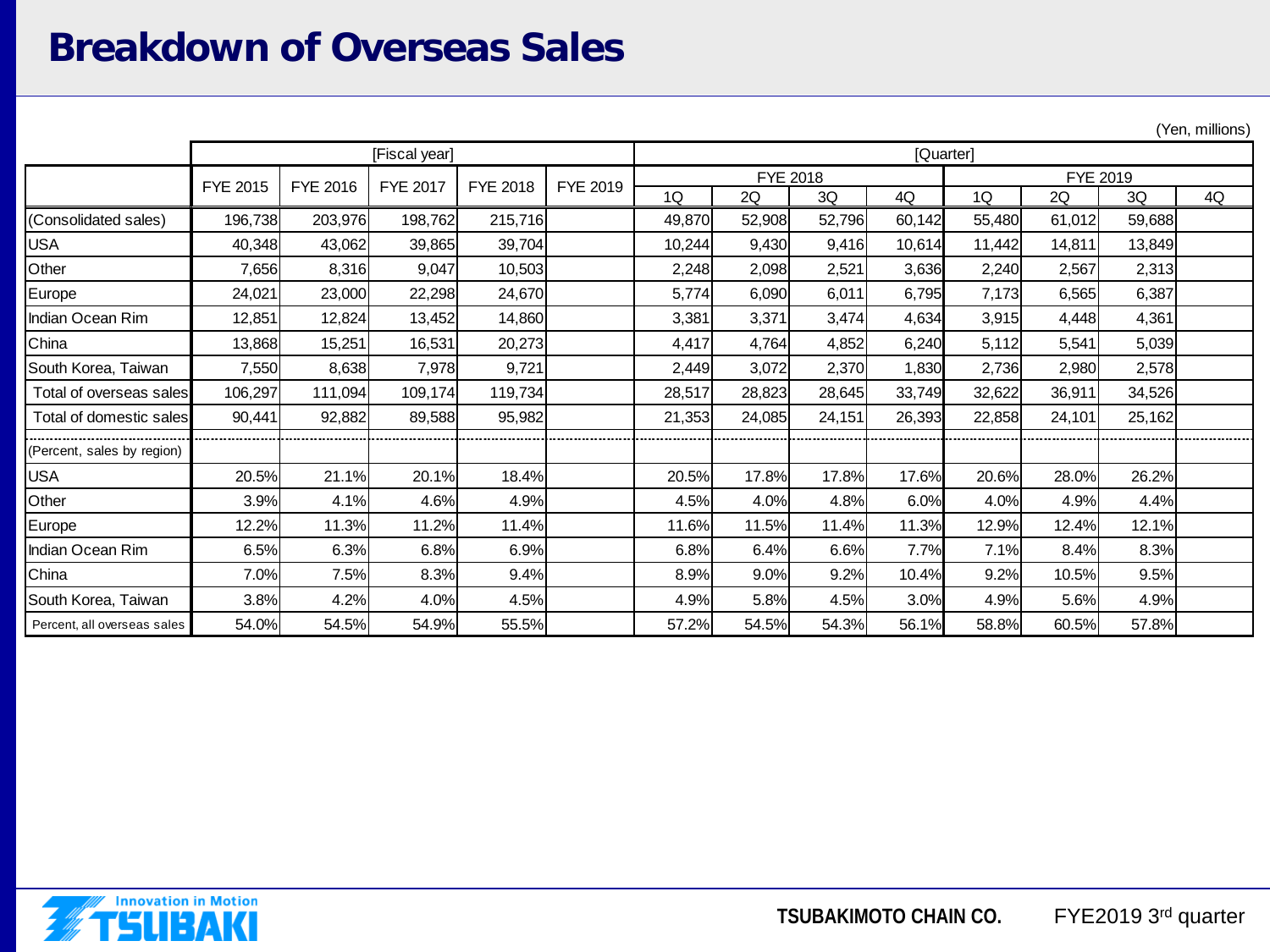# Breakdown of Overseas Sales

(Yen, millions)

| | [Fiscal year] | | | | | [Quarter] | | | | | | | |
|---|---|---|---|---|---|---|---|---|---|---|---|---|---|
| | FYE 2015 | FYE 2016 | FYE 2017 | FYE 2018 | FYE 2019 | FYE 2018 | | | | FYE 2019 | | | |
| | | | | | | 1Q | 2Q | 3Q | 4Q | 1Q | 2Q | 3Q | 4Q |
| (Consolidated sales) | 196,738 | 203,976 | 198,762 | 215,716 | | 49,870 | 52,908 | 52,796 | 60,142 | 55,480 | 61,012 | 59,688 | |
| USA | 40,348 | 43,062 | 39,865 | 39,704 | | 10,244 | 9,430 | 9,416 | 10,614 | 11,442 | 14,811 | 13,849 | |
| Other | 7,656 | 8,316 | 9,047 | 10,503 | | 2,248 | 2,098 | 2,521 | 3,636 | 2,240 | 2,567 | 2,313 | |
| Europe | 24,021 | 23,000 | 22,298 | 24,670 | | 5,774 | 6,090 | 6,011 | 6,795 | 7,173 | 6,565 | 6,387 | |
| Indian Ocean Rim | 12,851 | 12,824 | 13,452 | 14,860 | | 3,381 | 3,371 | 3,474 | 4,634 | 3,915 | 4,448 | 4,361 | |
| China | 13,868 | 15,251 | 16,531 | 20,273 | | 4,417 | 4,764 | 4,852 | 6,240 | 5,112 | 5,541 | 5,039 | |
| South Korea, Taiwan | 7,550 | 8,638 | 7,978 | 9,721 | | 2,449 | 3,072 | 2,370 | 1,830 | 2,736 | 2,980 | 2,578 | |
| Total of overseas sales | 106,297 | 111,094 | 109,174 | 119,734 | | 28,517 | 28,823 | 28,645 | 33,749 | 32,622 | 36,911 | 34,526 | |
| Total of domestic sales | 90,441 | 92,882 | 89,588 | 95,982 | | 21,353 | 24,085 | 24,151 | 26,393 | 22,858 | 24,101 | 25,162 | |
| (Percent, sales by region) | | | | | | | | | | | | | |
| USA | 20.5% | 21.1% | 20.1% | 18.4% | | 20.5% | 17.8% | 17.8% | 17.6% | 20.6% | 28.0% | 26.2% | |
| Other | 3.9% | 4.1% | 4.6% | 4.9% | | 4.5% | 4.0% | 4.8% | 6.0% | 4.0% | 4.9% | 4.4% | |
| Europe | 12.2% | 11.3% | 11.2% | 11.4% | | 11.6% | 11.5% | 11.4% | 11.3% | 12.9% | 12.4% | 12.1% | |
| Indian Ocean Rim | 6.5% | 6.3% | 6.8% | 6.9% | | 6.8% | 6.4% | 6.6% | 7.7% | 7.1% | 8.4% | 8.3% | |
| China | 7.0% | 7.5% | 8.3% | 9.4% | | 8.9% | 9.0% | 9.2% | 10.4% | 9.2% | 10.5% | 9.5% | |
| South Korea, Taiwan | 3.8% | 4.2% | 4.0% | 4.5% | | 4.9% | 5.8% | 4.5% | 3.0% | 4.9% | 5.6% | 4.9% | |
| Percent, all overseas sales | 54.0% | 54.5% | 54.9% | 55.5% | | 57.2% | 54.5% | 54.3% | 56.1% | 58.8% | 60.5% | 57.8% | |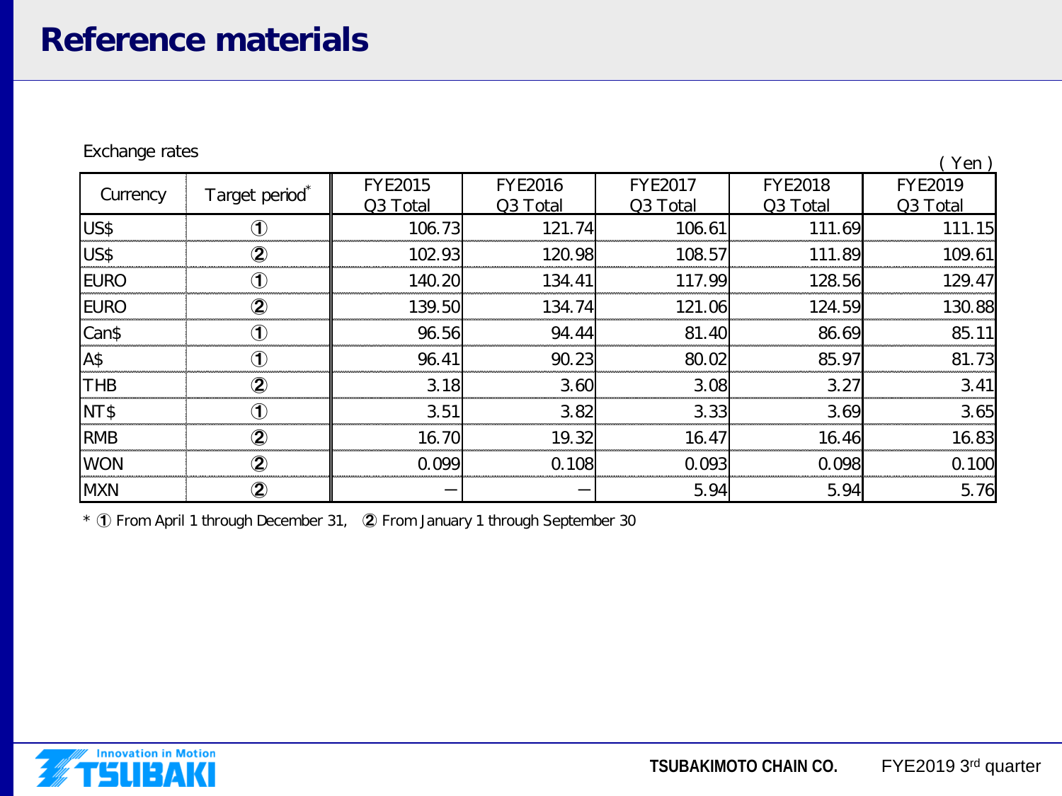# Reference materials

Exchange rates

( Yen )

| Currency | Target period* | FYE2015 Q3 Total | FYE2016 Q3 Total | FYE2017 Q3 Total | FYE2018 Q3 Total | FYE2019 Q3 Total |
|---|---|---|---|---|---|---|
| US$ | ① | 106.73 | 121.74 | 106.61 | 111.69 | 111.15 |
| US$ | ② | 102.93 | 120.98 | 108.57 | 111.89 | 109.61 |
| EURO | ① | 140.20 | 134.41 | 117.99 | 128.56 | 129.47 |
| EURO | ② | 139.50 | 134.74 | 121.06 | 124.59 | 130.88 |
| Can$ | ① | 96.56 | 94.44 | 81.40 | 86.69 | 85.11 |
| A$ | ① | 96.41 | 90.23 | 80.02 | 85.97 | 81.73 |
| THB | ② | 3.18 | 3.60 | 3.08 | 3.27 | 3.41 |
| NT$ | ① | 3.51 | 3.82 | 3.33 | 3.69 | 3.65 |
| RMB | ② | 16.70 | 19.32 | 16.47 | 16.46 | 16.83 |
| WON | ② | 0.099 | 0.108 | 0.093 | 0.098 | 0.100 |
| MXN | ② | － | － | 5.94 | 5.94 | 5.76 |

* ① From April 1 through December 31,　② From January 1 through September 30